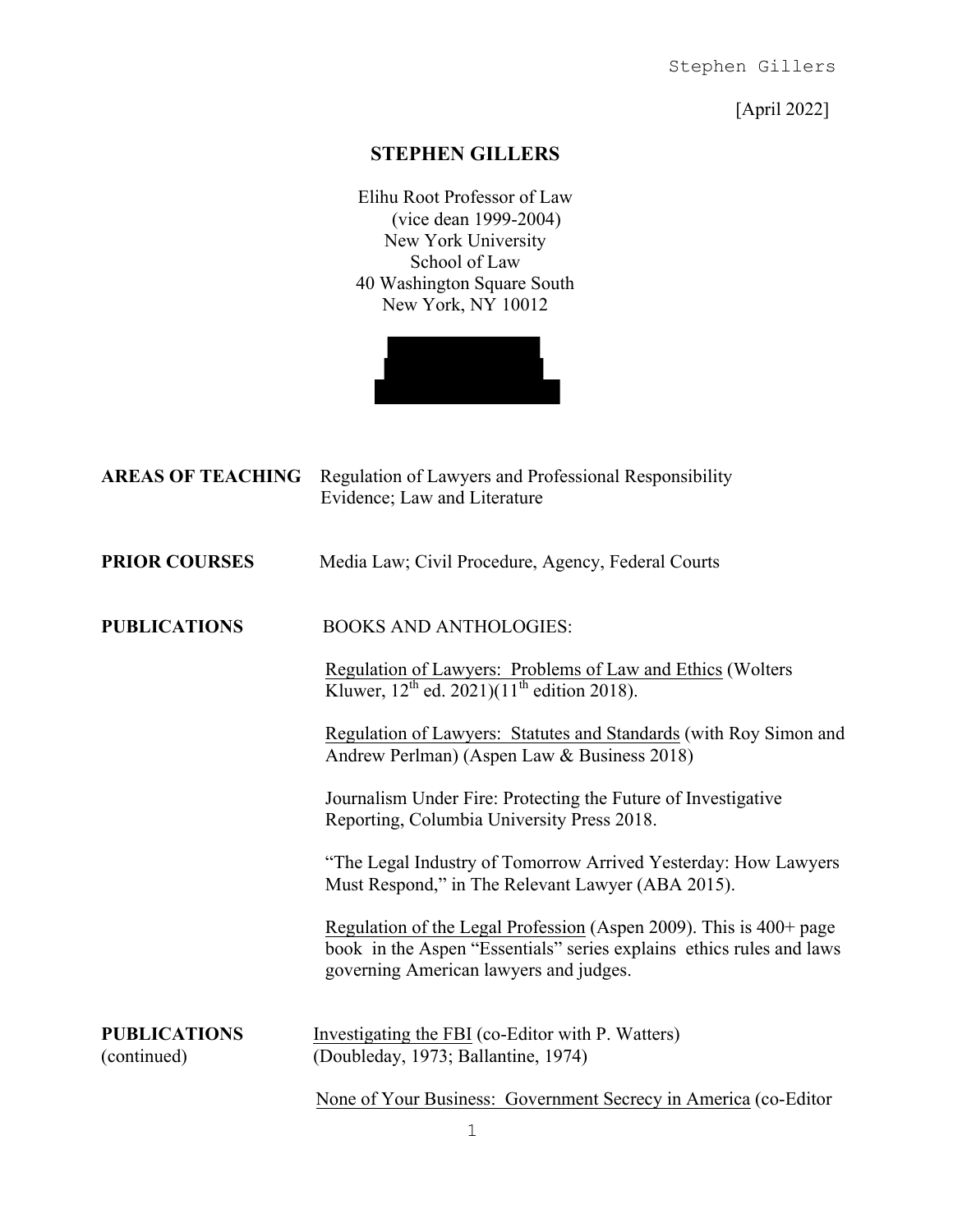[April 2022]

# STEPHEN GILLERS

Elihu Root Professor of Law
(vice dean 1999-2004)
New York University
School of Law
40 Washington Square South
New York, NY 10012

**AREAS OF TEACHING** Regulation of Lawyers and Professional Responsibility
Evidence; Law and Literature

**PRIOR COURSES** Media Law; Civil Procedure, Agency, Federal Courts

**PUBLICATIONS** BOOKS AND ANTHOLOGIES:

Regulation of Lawyers: Problems of Law and Ethics (Wolters Kluwer, 12th ed. 2021)(11th edition 2018).

Regulation of Lawyers: Statutes and Standards (with Roy Simon and Andrew Perlman) (Aspen Law & Business 2018)

Journalism Under Fire: Protecting the Future of Investigative Reporting, Columbia University Press 2018.

"The Legal Industry of Tomorrow Arrived Yesterday: How Lawyers Must Respond," in The Relevant Lawyer (ABA 2015).

Regulation of the Legal Profession (Aspen 2009). This is 400+ page book in the Aspen "Essentials" series explains ethics rules and laws governing American lawyers and judges.

**PUBLICATIONS** (continued)

Investigating the FBI (co-Editor with P. Watters) (Doubleday, 1973; Ballantine, 1974)

None of Your Business: Government Secrecy in America (co-Editor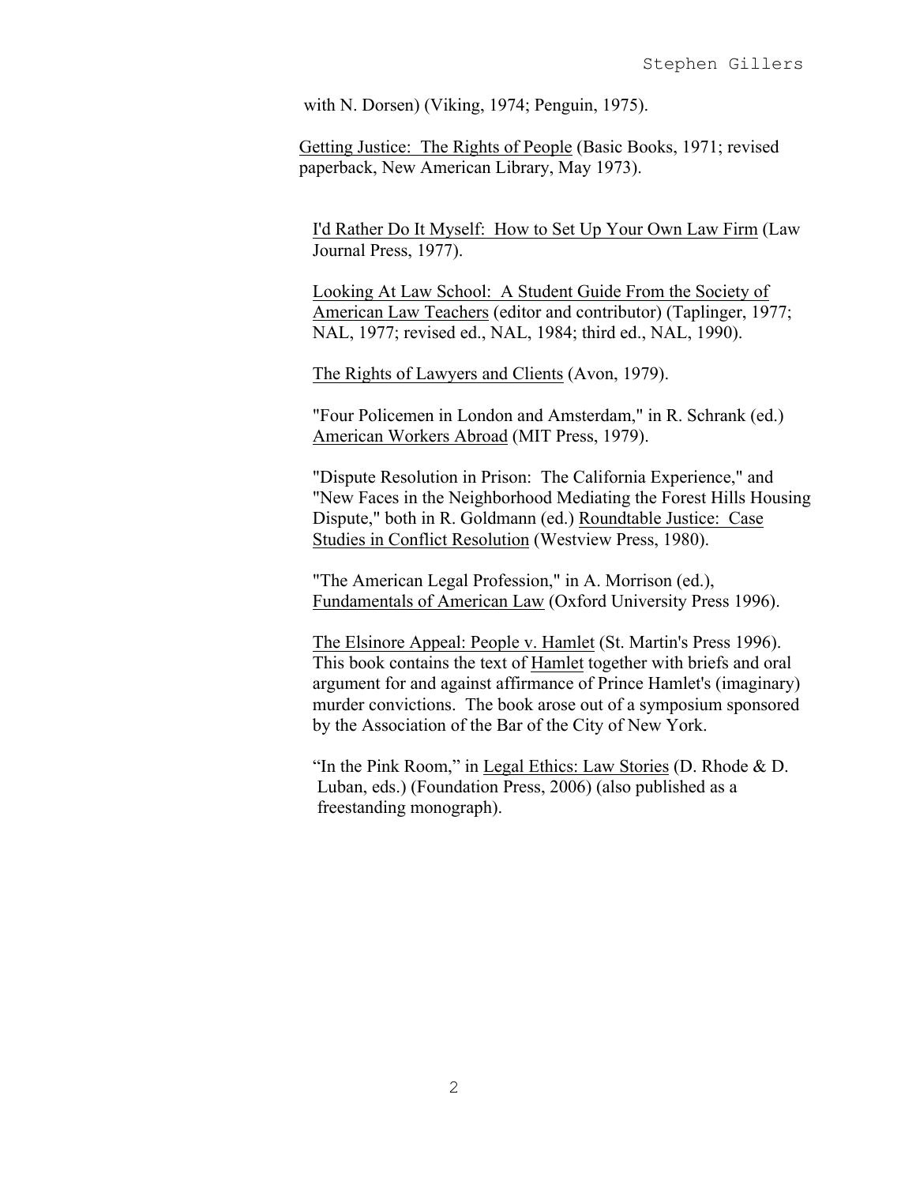with N. Dorsen) (Viking, 1974; Penguin, 1975).

Getting Justice: The Rights of People (Basic Books, 1971; revised paperback, New American Library, May 1973).

I'd Rather Do It Myself: How to Set Up Your Own Law Firm (Law Journal Press, 1977).

Looking At Law School: A Student Guide From the Society of American Law Teachers (editor and contributor) (Taplinger, 1977; NAL, 1977; revised ed., NAL, 1984; third ed., NAL, 1990).

The Rights of Lawyers and Clients (Avon, 1979).

"Four Policemen in London and Amsterdam," in R. Schrank (ed.) American Workers Abroad (MIT Press, 1979).

"Dispute Resolution in Prison: The California Experience," and "New Faces in the Neighborhood Mediating the Forest Hills Housing Dispute," both in R. Goldmann (ed.) Roundtable Justice: Case Studies in Conflict Resolution (Westview Press, 1980).

"The American Legal Profession," in A. Morrison (ed.), Fundamentals of American Law (Oxford University Press 1996).

The Elsinore Appeal: People v. Hamlet (St. Martin's Press 1996). This book contains the text of Hamlet together with briefs and oral argument for and against affirmance of Prince Hamlet's (imaginary) murder convictions. The book arose out of a symposium sponsored by the Association of the Bar of the City of New York.

"In the Pink Room," in Legal Ethics: Law Stories (D. Rhode & D. Luban, eds.) (Foundation Press, 2006) (also published as a freestanding monograph).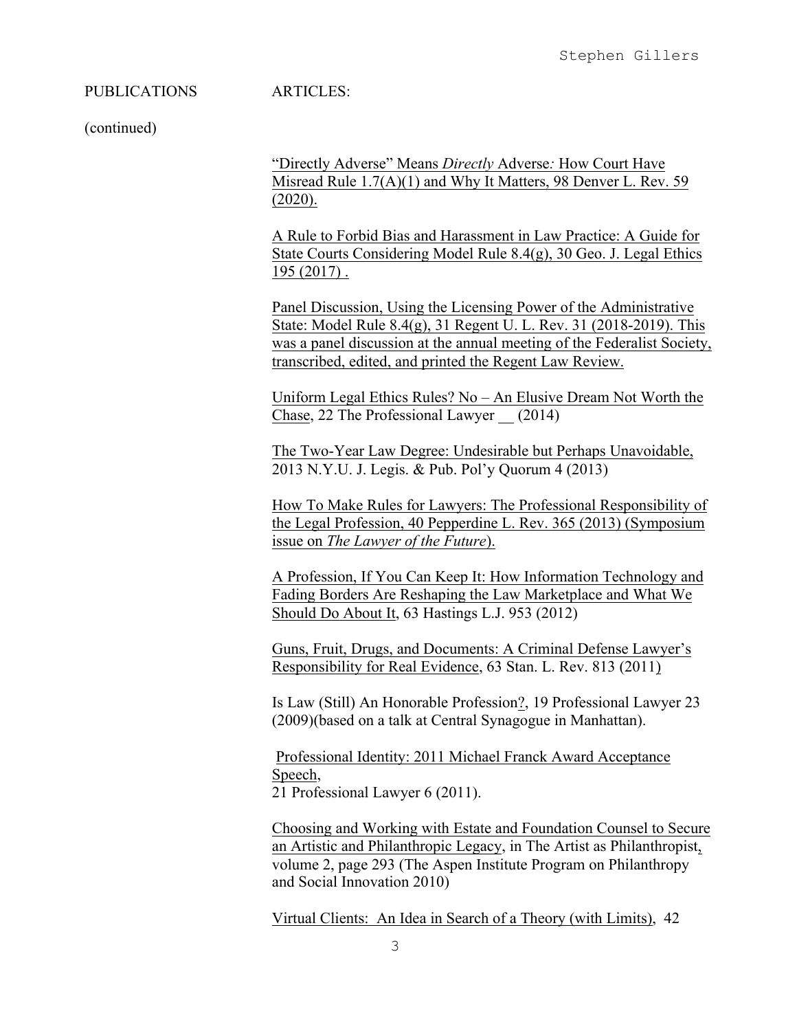PUBLICATIONS ARTICLES:

(continued)

"Directly Adverse" Means *Directly* Adverse*:* How Court Have Misread Rule 1.7(A)(1) and Why It Matters, 98 Denver L. Rev. 59 (2020).

A Rule to Forbid Bias and Harassment in Law Practice: A Guide for State Courts Considering Model Rule 8.4(g), 30 Geo. J. Legal Ethics 195 (2017) .

Panel Discussion, Using the Licensing Power of the Administrative State: Model Rule 8.4(g), 31 Regent U. L. Rev. 31 (2018-2019). This was a panel discussion at the annual meeting of the Federalist Society, transcribed, edited, and printed the Regent Law Review.

Uniform Legal Ethics Rules? No – An Elusive Dream Not Worth the Chase, 22 The Professional Lawyer __ (2014)

The Two-Year Law Degree: Undesirable but Perhaps Unavoidable, 2013 N.Y.U. J. Legis. & Pub. Pol'y Quorum 4 (2013)

How To Make Rules for Lawyers: The Professional Responsibility of the Legal Profession, 40 Pepperdine L. Rev. 365 (2013) (Symposium issue on *The Lawyer of the Future*).

A Profession, If You Can Keep It: How Information Technology and Fading Borders Are Reshaping the Law Marketplace and What We Should Do About It, 63 Hastings L.J. 953 (2012)

Guns, Fruit, Drugs, and Documents: A Criminal Defense Lawyer's Responsibility for Real Evidence, 63 Stan. L. Rev. 813 (2011)

Is Law (Still) An Honorable Profession?, 19 Professional Lawyer 23 (2009)(based on a talk at Central Synagogue in Manhattan).

Professional Identity: 2011 Michael Franck Award Acceptance Speech,
21 Professional Lawyer 6 (2011).

Choosing and Working with Estate and Foundation Counsel to Secure an Artistic and Philanthropic Legacy, in The Artist as Philanthropist, volume 2, page 293 (The Aspen Institute Program on Philanthropy and Social Innovation 2010)

Virtual Clients: An Idea in Search of a Theory (with Limits), 42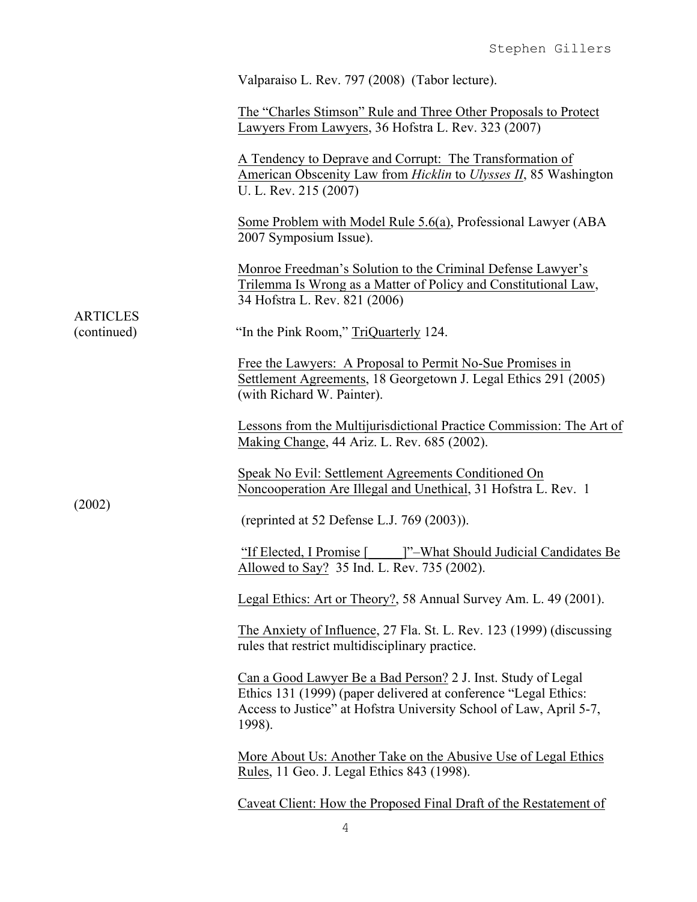Valparaiso L. Rev. 797 (2008) (Tabor lecture).

The "Charles Stimson" Rule and Three Other Proposals to Protect Lawyers From Lawyers, 36 Hofstra L. Rev. 323 (2007)

A Tendency to Deprave and Corrupt: The Transformation of American Obscenity Law from *Hicklin* to *Ulysses II*, 85 Washington U. L. Rev. 215 (2007)

Some Problem with Model Rule 5.6(a), Professional Lawyer (ABA 2007 Symposium Issue).

Monroe Freedman's Solution to the Criminal Defense Lawyer's Trilemma Is Wrong as a Matter of Policy and Constitutional Law, 34 Hofstra L. Rev. 821 (2006)

ARTICLES (continued)

"In the Pink Room," TriQuarterly 124.

Free the Lawyers: A Proposal to Permit No-Sue Promises in Settlement Agreements, 18 Georgetown J. Legal Ethics 291 (2005) (with Richard W. Painter).

Lessons from the Multijurisdictional Practice Commission: The Art of Making Change, 44 Ariz. L. Rev. 685 (2002).

Speak No Evil: Settlement Agreements Conditioned On Noncooperation Are Illegal and Unethical, 31 Hofstra L. Rev. 1 (2002) (reprinted at 52 Defense L.J. 769 (2003)).

"If Elected, I Promise [_____]"–What Should Judicial Candidates Be Allowed to Say? 35 Ind. L. Rev. 735 (2002).

Legal Ethics: Art or Theory?, 58 Annual Survey Am. L. 49 (2001).

The Anxiety of Influence, 27 Fla. St. L. Rev. 123 (1999) (discussing rules that restrict multidisciplinary practice.

Can a Good Lawyer Be a Bad Person? 2 J. Inst. Study of Legal Ethics 131 (1999) (paper delivered at conference "Legal Ethics: Access to Justice" at Hofstra University School of Law, April 5-7, 1998).

More About Us: Another Take on the Abusive Use of Legal Ethics Rules, 11 Geo. J. Legal Ethics 843 (1998).

Caveat Client: How the Proposed Final Draft of the Restatement of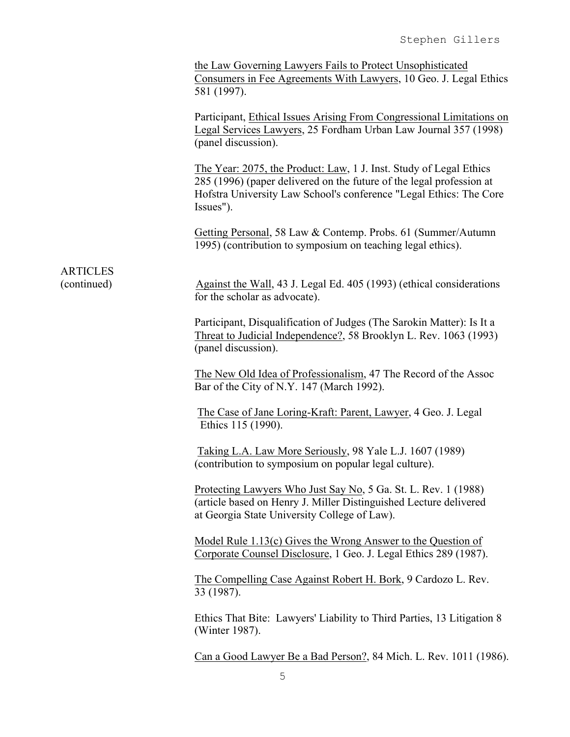the Law Governing Lawyers Fails to Protect Unsophisticated Consumers in Fee Agreements With Lawyers, 10 Geo. J. Legal Ethics 581 (1997).

Participant, Ethical Issues Arising From Congressional Limitations on Legal Services Lawyers, 25 Fordham Urban Law Journal 357 (1998) (panel discussion).

The Year: 2075, the Product: Law, 1 J. Inst. Study of Legal Ethics 285 (1996) (paper delivered on the future of the legal profession at Hofstra University Law School's conference "Legal Ethics: The Core Issues").

Getting Personal, 58 Law & Contemp. Probs. 61 (Summer/Autumn 1995) (contribution to symposium on teaching legal ethics).

ARTICLES (continued)

Against the Wall, 43 J. Legal Ed. 405 (1993) (ethical considerations for the scholar as advocate).

Participant, Disqualification of Judges (The Sarokin Matter): Is It a Threat to Judicial Independence?, 58 Brooklyn L. Rev. 1063 (1993) (panel discussion).

The New Old Idea of Professionalism, 47 The Record of the Assoc Bar of the City of N.Y. 147 (March 1992).

The Case of Jane Loring-Kraft: Parent, Lawyer, 4 Geo. J. Legal Ethics 115 (1990).

Taking L.A. Law More Seriously, 98 Yale L.J. 1607 (1989) (contribution to symposium on popular legal culture).

Protecting Lawyers Who Just Say No, 5 Ga. St. L. Rev. 1 (1988) (article based on Henry J. Miller Distinguished Lecture delivered at Georgia State University College of Law).

Model Rule 1.13(c) Gives the Wrong Answer to the Question of Corporate Counsel Disclosure, 1 Geo. J. Legal Ethics 289 (1987).

The Compelling Case Against Robert H. Bork, 9 Cardozo L. Rev. 33 (1987).

Ethics That Bite: Lawyers' Liability to Third Parties, 13 Litigation 8 (Winter 1987).

Can a Good Lawyer Be a Bad Person?, 84 Mich. L. Rev. 1011 (1986).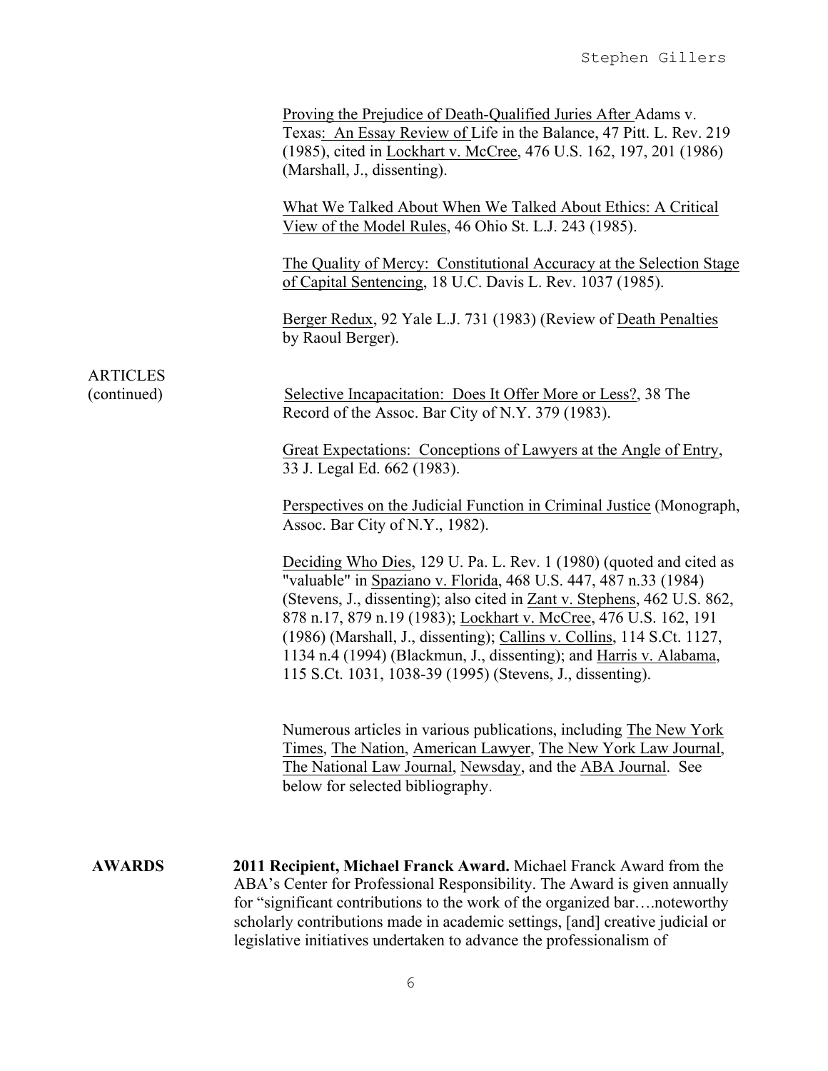Proving the Prejudice of Death-Qualified Juries After Adams v. Texas: An Essay Review of Life in the Balance, 47 Pitt. L. Rev. 219 (1985), cited in Lockhart v. McCree, 476 U.S. 162, 197, 201 (1986) (Marshall, J., dissenting).

What We Talked About When We Talked About Ethics: A Critical View of the Model Rules, 46 Ohio St. L.J. 243 (1985).

The Quality of Mercy: Constitutional Accuracy at the Selection Stage of Capital Sentencing, 18 U.C. Davis L. Rev. 1037 (1985).

Berger Redux, 92 Yale L.J. 731 (1983) (Review of Death Penalties by Raoul Berger).

ARTICLES (continued)

Selective Incapacitation: Does It Offer More or Less?, 38 The Record of the Assoc. Bar City of N.Y. 379 (1983).

Great Expectations: Conceptions of Lawyers at the Angle of Entry, 33 J. Legal Ed. 662 (1983).

Perspectives on the Judicial Function in Criminal Justice (Monograph, Assoc. Bar City of N.Y., 1982).

Deciding Who Dies, 129 U. Pa. L. Rev. 1 (1980) (quoted and cited as "valuable" in Spaziano v. Florida, 468 U.S. 447, 487 n.33 (1984) (Stevens, J., dissenting); also cited in Zant v. Stephens, 462 U.S. 862, 878 n.17, 879 n.19 (1983); Lockhart v. McCree, 476 U.S. 162, 191 (1986) (Marshall, J., dissenting); Callins v. Collins, 114 S.Ct. 1127, 1134 n.4 (1994) (Blackmun, J., dissenting); and Harris v. Alabama, 115 S.Ct. 1031, 1038-39 (1995) (Stevens, J., dissenting).

Numerous articles in various publications, including The New York Times, The Nation, American Lawyer, The New York Law Journal, The National Law Journal, Newsday, and the ABA Journal. See below for selected bibliography.

**AWARDS**

**2011 Recipient, Michael Franck Award.** Michael Franck Award from the ABA's Center for Professional Responsibility. The Award is given annually for "significant contributions to the work of the organized bar….noteworthy scholarly contributions made in academic settings, [and] creative judicial or legislative initiatives undertaken to advance the professionalism of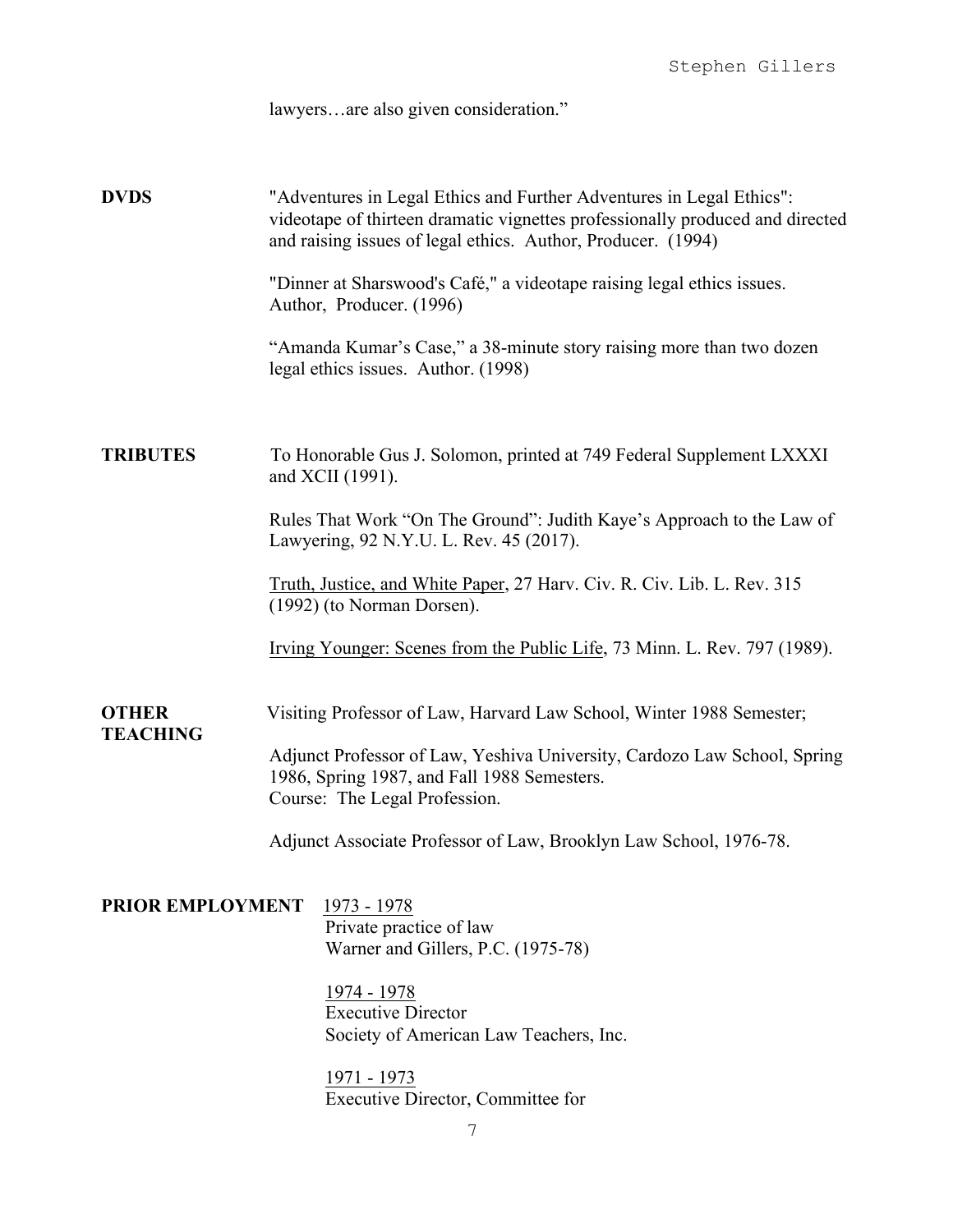lawyers…are also given consideration."

**DVDS**

"Adventures in Legal Ethics and Further Adventures in Legal Ethics": videotape of thirteen dramatic vignettes professionally produced and directed and raising issues of legal ethics. Author, Producer. (1994)

"Dinner at Sharswood's Café," a videotape raising legal ethics issues. Author, Producer. (1996)

"Amanda Kumar's Case," a 38-minute story raising more than two dozen legal ethics issues. Author. (1998)

**TRIBUTES**

To Honorable Gus J. Solomon, printed at 749 Federal Supplement LXXXI and XCII (1991).

Rules That Work "On The Ground": Judith Kaye's Approach to the Law of Lawyering, 92 N.Y.U. L. Rev. 45 (2017).

Truth, Justice, and White Paper, 27 Harv. Civ. R. Civ. Lib. L. Rev. 315 (1992) (to Norman Dorsen).

Irving Younger: Scenes from the Public Life, 73 Minn. L. Rev. 797 (1989).

**OTHER TEACHING**

Visiting Professor of Law, Harvard Law School, Winter 1988 Semester;

Adjunct Professor of Law, Yeshiva University, Cardozo Law School, Spring 1986, Spring 1987, and Fall 1988 Semesters.
Course: The Legal Profession.

Adjunct Associate Professor of Law, Brooklyn Law School, 1976-78.

**PRIOR EMPLOYMENT**

1973 - 1978
Private practice of law
Warner and Gillers, P.C. (1975-78)

1974 - 1978
Executive Director
Society of American Law Teachers, Inc.

1971 - 1973
Executive Director, Committee for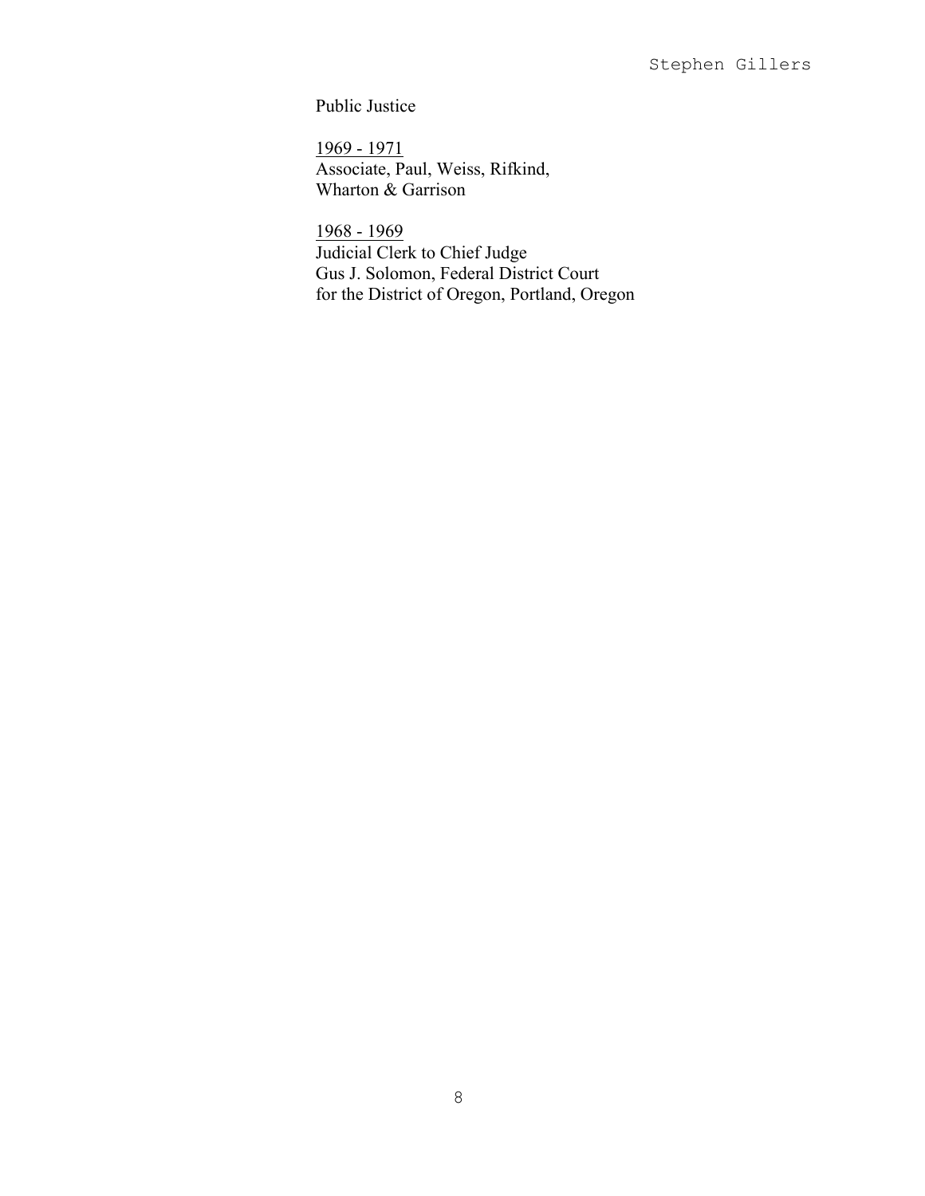Public Justice

<u>1969 - 1971</u>
Associate, Paul, Weiss, Rifkind,
Wharton & Garrison

<u>1968 - 1969</u>
Judicial Clerk to Chief Judge
Gus J. Solomon, Federal District Court
for the District of Oregon, Portland, Oregon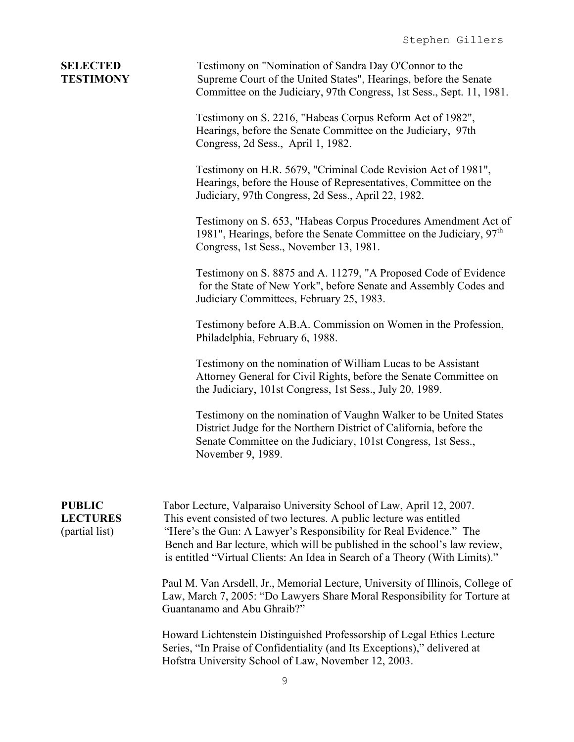## SELECTED TESTIMONY

Testimony on "Nomination of Sandra Day O'Connor to the Supreme Court of the United States", Hearings, before the Senate Committee on the Judiciary, 97th Congress, 1st Sess., Sept. 11, 1981.

Testimony on S. 2216, "Habeas Corpus Reform Act of 1982", Hearings, before the Senate Committee on the Judiciary, 97th Congress, 2d Sess., April 1, 1982.

Testimony on H.R. 5679, "Criminal Code Revision Act of 1981", Hearings, before the House of Representatives, Committee on the Judiciary, 97th Congress, 2d Sess., April 22, 1982.

Testimony on S. 653, "Habeas Corpus Procedures Amendment Act of 1981", Hearings, before the Senate Committee on the Judiciary, 97th Congress, 1st Sess., November 13, 1981.

Testimony on S. 8875 and A. 11279, "A Proposed Code of Evidence for the State of New York", before Senate and Assembly Codes and Judiciary Committees, February 25, 1983.

Testimony before A.B.A. Commission on Women in the Profession, Philadelphia, February 6, 1988.

Testimony on the nomination of William Lucas to be Assistant Attorney General for Civil Rights, before the Senate Committee on the Judiciary, 101st Congress, 1st Sess., July 20, 1989.

Testimony on the nomination of Vaughn Walker to be United States District Judge for the Northern District of California, before the Senate Committee on the Judiciary, 101st Congress, 1st Sess., November 9, 1989.

## PUBLIC LECTURES (partial list)

Tabor Lecture, Valparaiso University School of Law, April 12, 2007. This event consisted of two lectures. A public lecture was entitled "Here's the Gun: A Lawyer's Responsibility for Real Evidence." The Bench and Bar lecture, which will be published in the school's law review, is entitled "Virtual Clients: An Idea in Search of a Theory (With Limits)."

Paul M. Van Arsdell, Jr., Memorial Lecture, University of Illinois, College of Law, March 7, 2005: "Do Lawyers Share Moral Responsibility for Torture at Guantanamo and Abu Ghraib?"

Howard Lichtenstein Distinguished Professorship of Legal Ethics Lecture Series, "In Praise of Confidentiality (and Its Exceptions)," delivered at Hofstra University School of Law, November 12, 2003.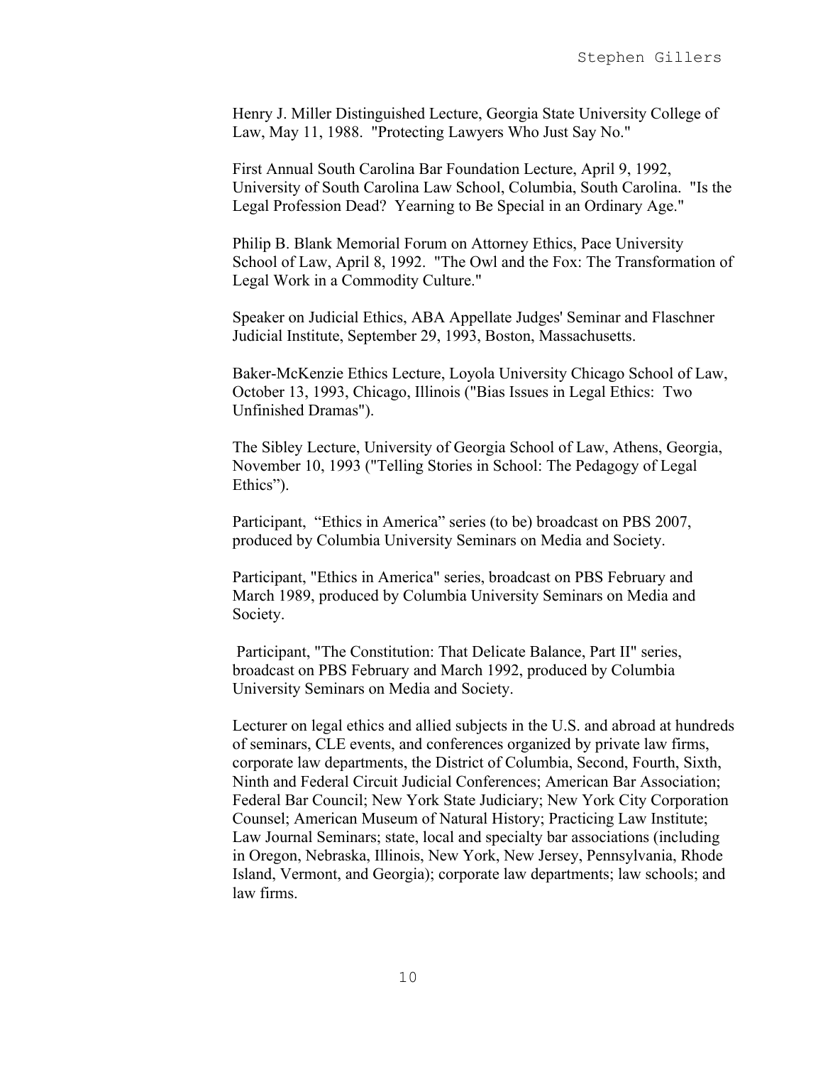Henry J. Miller Distinguished Lecture, Georgia State University College of Law, May 11, 1988. "Protecting Lawyers Who Just Say No."

First Annual South Carolina Bar Foundation Lecture, April 9, 1992, University of South Carolina Law School, Columbia, South Carolina. "Is the Legal Profession Dead? Yearning to Be Special in an Ordinary Age."

Philip B. Blank Memorial Forum on Attorney Ethics, Pace University School of Law, April 8, 1992. "The Owl and the Fox: The Transformation of Legal Work in a Commodity Culture."

Speaker on Judicial Ethics, ABA Appellate Judges' Seminar and Flaschner Judicial Institute, September 29, 1993, Boston, Massachusetts.

Baker-McKenzie Ethics Lecture, Loyola University Chicago School of Law, October 13, 1993, Chicago, Illinois ("Bias Issues in Legal Ethics: Two Unfinished Dramas").

The Sibley Lecture, University of Georgia School of Law, Athens, Georgia, November 10, 1993 ("Telling Stories in School: The Pedagogy of Legal Ethics").

Participant, "Ethics in America" series (to be) broadcast on PBS 2007, produced by Columbia University Seminars on Media and Society.

Participant, "Ethics in America" series, broadcast on PBS February and March 1989, produced by Columbia University Seminars on Media and Society.

Participant, "The Constitution: That Delicate Balance, Part II" series, broadcast on PBS February and March 1992, produced by Columbia University Seminars on Media and Society.

Lecturer on legal ethics and allied subjects in the U.S. and abroad at hundreds of seminars, CLE events, and conferences organized by private law firms, corporate law departments, the District of Columbia, Second, Fourth, Sixth, Ninth and Federal Circuit Judicial Conferences; American Bar Association; Federal Bar Council; New York State Judiciary; New York City Corporation Counsel; American Museum of Natural History; Practicing Law Institute; Law Journal Seminars; state, local and specialty bar associations (including in Oregon, Nebraska, Illinois, New York, New Jersey, Pennsylvania, Rhode Island, Vermont, and Georgia); corporate law departments; law schools; and law firms.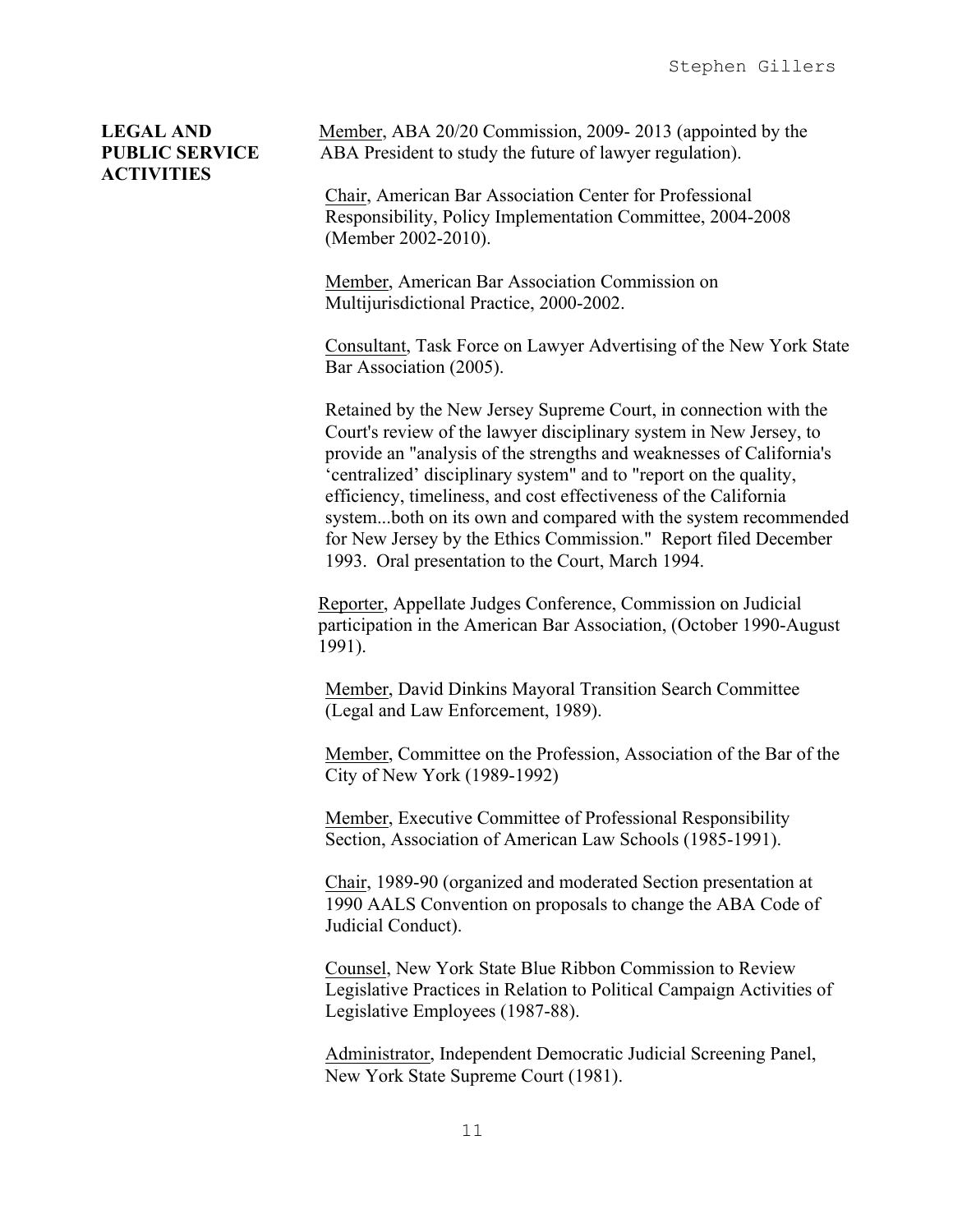## LEGAL AND PUBLIC SERVICE ACTIVITIES

Member, ABA 20/20 Commission, 2009- 2013 (appointed by the ABA President to study the future of lawyer regulation).

Chair, American Bar Association Center for Professional Responsibility, Policy Implementation Committee, 2004-2008 (Member 2002-2010).

Member, American Bar Association Commission on Multijurisdictional Practice, 2000-2002.

Consultant, Task Force on Lawyer Advertising of the New York State Bar Association (2005).

Retained by the New Jersey Supreme Court, in connection with the Court's review of the lawyer disciplinary system in New Jersey, to provide an "analysis of the strengths and weaknesses of California's 'centralized' disciplinary system" and to "report on the quality, efficiency, timeliness, and cost effectiveness of the California system...both on its own and compared with the system recommended for New Jersey by the Ethics Commission." Report filed December 1993. Oral presentation to the Court, March 1994.

Reporter, Appellate Judges Conference, Commission on Judicial participation in the American Bar Association, (October 1990-August 1991).

Member, David Dinkins Mayoral Transition Search Committee (Legal and Law Enforcement, 1989).

Member, Committee on the Profession, Association of the Bar of the City of New York (1989-1992)

Member, Executive Committee of Professional Responsibility Section, Association of American Law Schools (1985-1991).

Chair, 1989-90 (organized and moderated Section presentation at 1990 AALS Convention on proposals to change the ABA Code of Judicial Conduct).

Counsel, New York State Blue Ribbon Commission to Review Legislative Practices in Relation to Political Campaign Activities of Legislative Employees (1987-88).

Administrator, Independent Democratic Judicial Screening Panel, New York State Supreme Court (1981).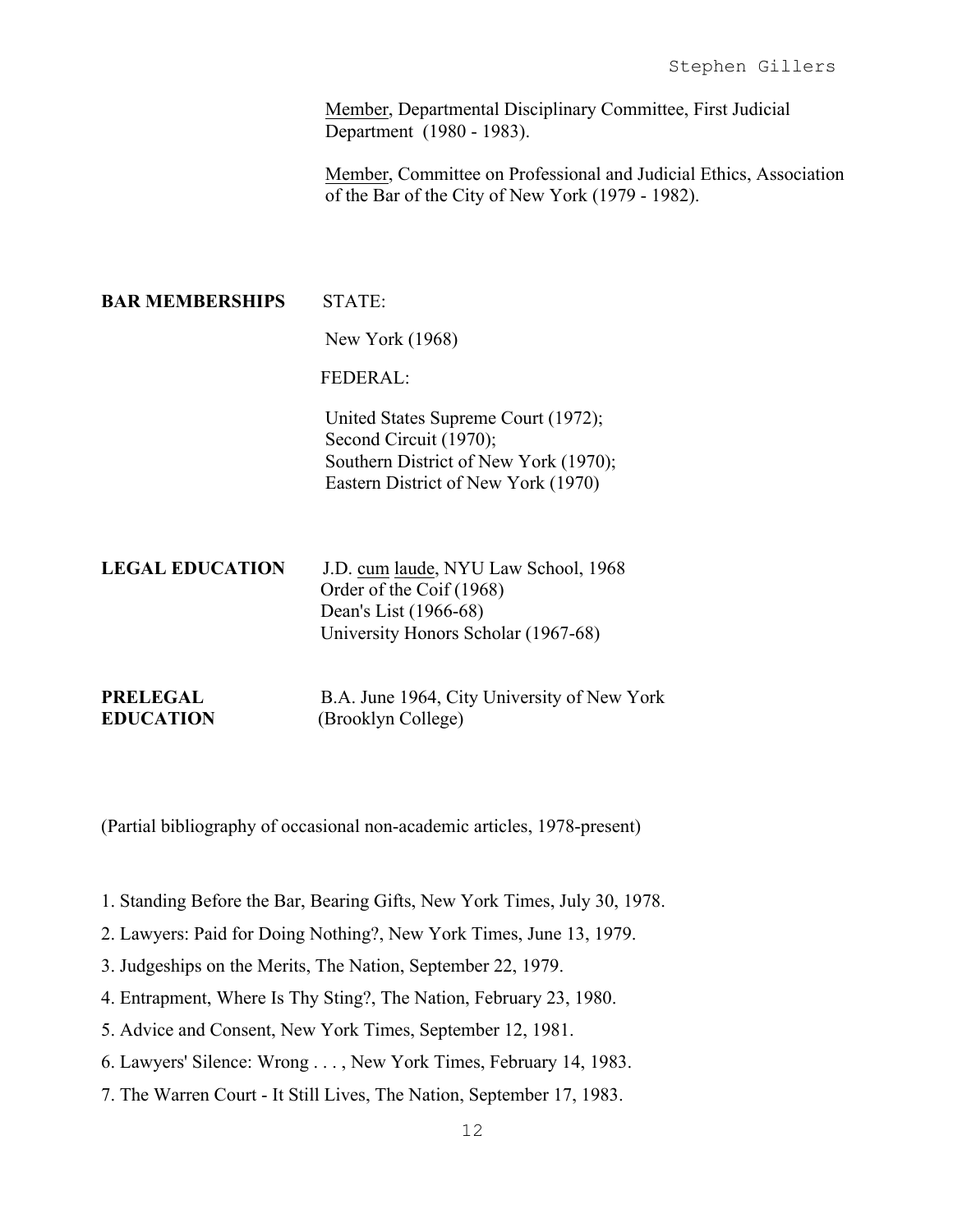Member, Departmental Disciplinary Committee, First Judicial Department (1980 - 1983).

Member, Committee on Professional and Judicial Ethics, Association of the Bar of the City of New York (1979 - 1982).

**BAR MEMBERSHIPS**

STATE:

New York (1968)

FEDERAL:

United States Supreme Court (1972);
Second Circuit (1970);
Southern District of New York (1970);
Eastern District of New York (1970)

**LEGAL EDUCATION**

J.D. cum laude, NYU Law School, 1968
Order of the Coif (1968)
Dean's List (1966-68)
University Honors Scholar (1967-68)

**PRELEGAL EDUCATION**

B.A. June 1964, City University of New York (Brooklyn College)

(Partial bibliography of occasional non-academic articles, 1978-present)

1. Standing Before the Bar, Bearing Gifts, New York Times, July 30, 1978.
2. Lawyers: Paid for Doing Nothing?, New York Times, June 13, 1979.
3. Judgeships on the Merits, The Nation, September 22, 1979.
4. Entrapment, Where Is Thy Sting?, The Nation, February 23, 1980.
5. Advice and Consent, New York Times, September 12, 1981.
6. Lawyers' Silence: Wrong . . . , New York Times, February 14, 1983.
7. The Warren Court - It Still Lives, The Nation, September 17, 1983.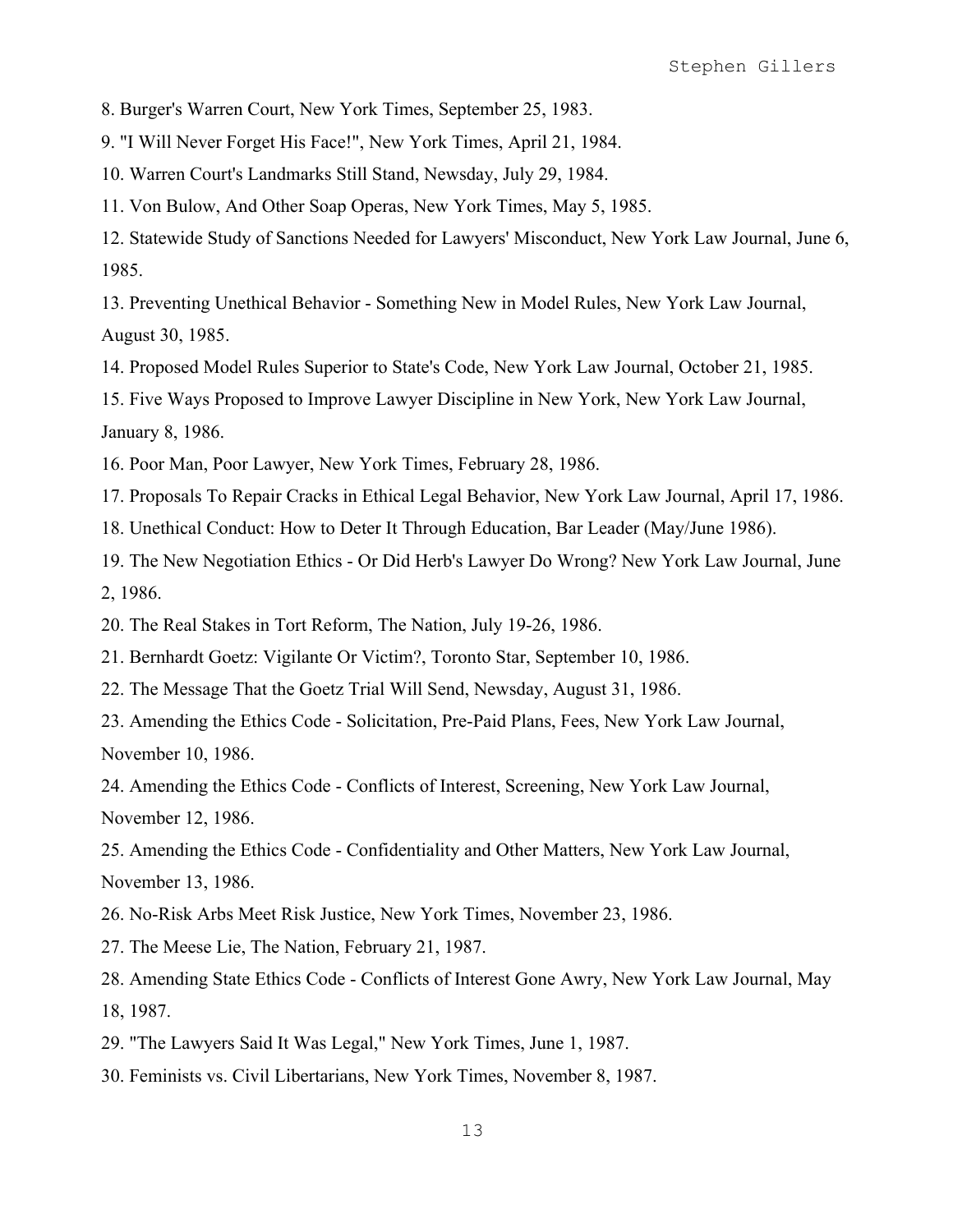8. Burger's Warren Court, New York Times, September 25, 1983.

9. "I Will Never Forget His Face!", New York Times, April 21, 1984.

10. Warren Court's Landmarks Still Stand, Newsday, July 29, 1984.

11. Von Bulow, And Other Soap Operas, New York Times, May 5, 1985.

12. Statewide Study of Sanctions Needed for Lawyers' Misconduct, New York Law Journal, June 6, 1985.

13. Preventing Unethical Behavior - Something New in Model Rules, New York Law Journal, August 30, 1985.

14. Proposed Model Rules Superior to State's Code, New York Law Journal, October 21, 1985.

15. Five Ways Proposed to Improve Lawyer Discipline in New York, New York Law Journal, January 8, 1986.

16. Poor Man, Poor Lawyer, New York Times, February 28, 1986.

17. Proposals To Repair Cracks in Ethical Legal Behavior, New York Law Journal, April 17, 1986.

18. Unethical Conduct: How to Deter It Through Education, Bar Leader (May/June 1986).

19. The New Negotiation Ethics - Or Did Herb's Lawyer Do Wrong? New York Law Journal, June 2, 1986.

20. The Real Stakes in Tort Reform, The Nation, July 19-26, 1986.

21. Bernhardt Goetz: Vigilante Or Victim?, Toronto Star, September 10, 1986.

22. The Message That the Goetz Trial Will Send, Newsday, August 31, 1986.

23. Amending the Ethics Code - Solicitation, Pre-Paid Plans, Fees, New York Law Journal, November 10, 1986.

24. Amending the Ethics Code - Conflicts of Interest, Screening, New York Law Journal, November 12, 1986.

25. Amending the Ethics Code - Confidentiality and Other Matters, New York Law Journal, November 13, 1986.

26. No-Risk Arbs Meet Risk Justice, New York Times, November 23, 1986.

27. The Meese Lie, The Nation, February 21, 1987.

28. Amending State Ethics Code - Conflicts of Interest Gone Awry, New York Law Journal, May 18, 1987.

29. "The Lawyers Said It Was Legal," New York Times, June 1, 1987.

30. Feminists vs. Civil Libertarians, New York Times, November 8, 1987.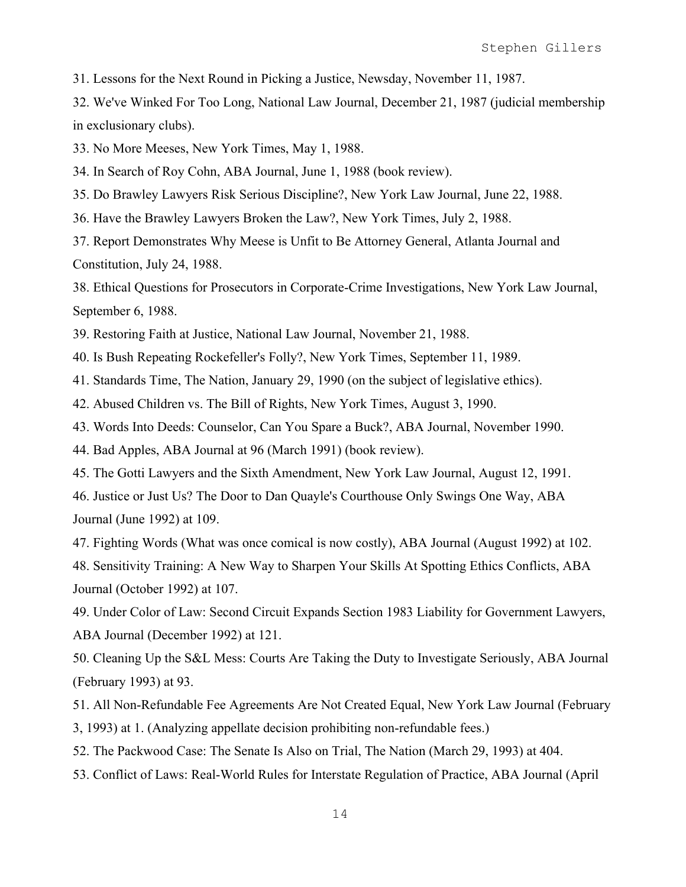31. Lessons for the Next Round in Picking a Justice, Newsday, November 11, 1987.

32. We've Winked For Too Long, National Law Journal, December 21, 1987 (judicial membership in exclusionary clubs).

33. No More Meeses, New York Times, May 1, 1988.

34. In Search of Roy Cohn, ABA Journal, June 1, 1988 (book review).

35. Do Brawley Lawyers Risk Serious Discipline?, New York Law Journal, June 22, 1988.

36. Have the Brawley Lawyers Broken the Law?, New York Times, July 2, 1988.

37. Report Demonstrates Why Meese is Unfit to Be Attorney General, Atlanta Journal and Constitution, July 24, 1988.

38. Ethical Questions for Prosecutors in Corporate-Crime Investigations, New York Law Journal, September 6, 1988.

39. Restoring Faith at Justice, National Law Journal, November 21, 1988.

40. Is Bush Repeating Rockefeller's Folly?, New York Times, September 11, 1989.

41. Standards Time, The Nation, January 29, 1990 (on the subject of legislative ethics).

42. Abused Children vs. The Bill of Rights, New York Times, August 3, 1990.

43. Words Into Deeds: Counselor, Can You Spare a Buck?, ABA Journal, November 1990.

44. Bad Apples, ABA Journal at 96 (March 1991) (book review).

45. The Gotti Lawyers and the Sixth Amendment, New York Law Journal, August 12, 1991.

46. Justice or Just Us? The Door to Dan Quayle's Courthouse Only Swings One Way, ABA Journal (June 1992) at 109.

47. Fighting Words (What was once comical is now costly), ABA Journal (August 1992) at 102.

48. Sensitivity Training: A New Way to Sharpen Your Skills At Spotting Ethics Conflicts, ABA Journal (October 1992) at 107.

49. Under Color of Law: Second Circuit Expands Section 1983 Liability for Government Lawyers, ABA Journal (December 1992) at 121.

50. Cleaning Up the S&L Mess: Courts Are Taking the Duty to Investigate Seriously, ABA Journal (February 1993) at 93.

51. All Non-Refundable Fee Agreements Are Not Created Equal, New York Law Journal (February 3, 1993) at 1. (Analyzing appellate decision prohibiting non-refundable fees.)

52. The Packwood Case: The Senate Is Also on Trial, The Nation (March 29, 1993) at 404.

53. Conflict of Laws: Real-World Rules for Interstate Regulation of Practice, ABA Journal (April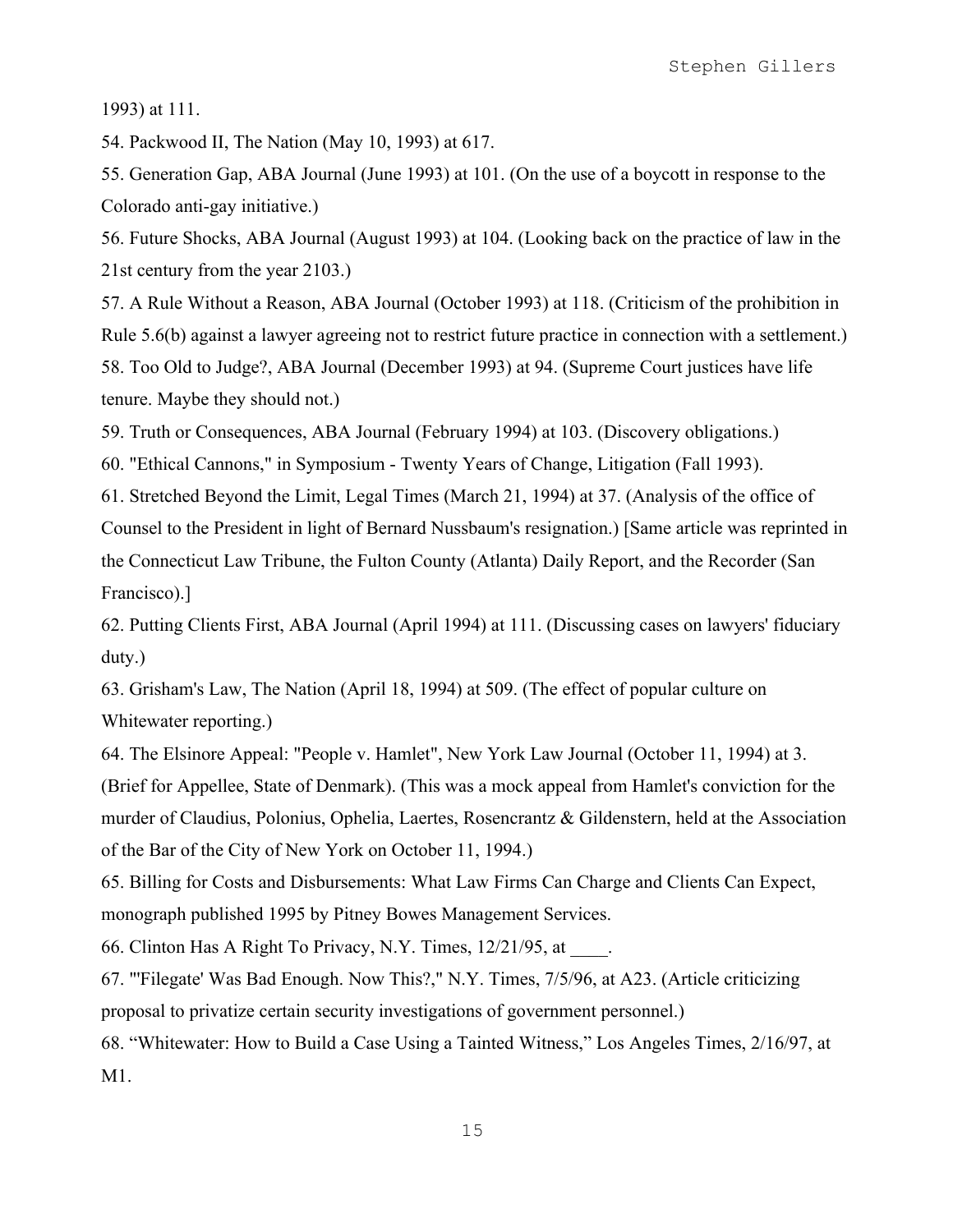1993) at 111.

54. Packwood II, The Nation (May 10, 1993) at 617.

55. Generation Gap, ABA Journal (June 1993) at 101. (On the use of a boycott in response to the Colorado anti-gay initiative.)

56. Future Shocks, ABA Journal (August 1993) at 104. (Looking back on the practice of law in the 21st century from the year 2103.)

57. A Rule Without a Reason, ABA Journal (October 1993) at 118. (Criticism of the prohibition in Rule 5.6(b) against a lawyer agreeing not to restrict future practice in connection with a settlement.)

58. Too Old to Judge?, ABA Journal (December 1993) at 94. (Supreme Court justices have life tenure. Maybe they should not.)

59. Truth or Consequences, ABA Journal (February 1994) at 103. (Discovery obligations.)

60. "Ethical Cannons," in Symposium - Twenty Years of Change, Litigation (Fall 1993).

61. Stretched Beyond the Limit, Legal Times (March 21, 1994) at 37. (Analysis of the office of Counsel to the President in light of Bernard Nussbaum's resignation.) [Same article was reprinted in the Connecticut Law Tribune, the Fulton County (Atlanta) Daily Report, and the Recorder (San Francisco).]

62. Putting Clients First, ABA Journal (April 1994) at 111. (Discussing cases on lawyers' fiduciary duty.)

63. Grisham's Law, The Nation (April 18, 1994) at 509. (The effect of popular culture on Whitewater reporting.)

64. The Elsinore Appeal: "People v. Hamlet", New York Law Journal (October 11, 1994) at 3. (Brief for Appellee, State of Denmark). (This was a mock appeal from Hamlet's conviction for the murder of Claudius, Polonius, Ophelia, Laertes, Rosencrantz & Gildenstern, held at the Association of the Bar of the City of New York on October 11, 1994.)

65. Billing for Costs and Disbursements: What Law Firms Can Charge and Clients Can Expect, monograph published 1995 by Pitney Bowes Management Services.

66. Clinton Has A Right To Privacy, N.Y. Times, 12/21/95, at ____.

67. "'Filegate' Was Bad Enough. Now This?," N.Y. Times, 7/5/96, at A23. (Article criticizing proposal to privatize certain security investigations of government personnel.)

68. "Whitewater: How to Build a Case Using a Tainted Witness," Los Angeles Times, 2/16/97, at M1.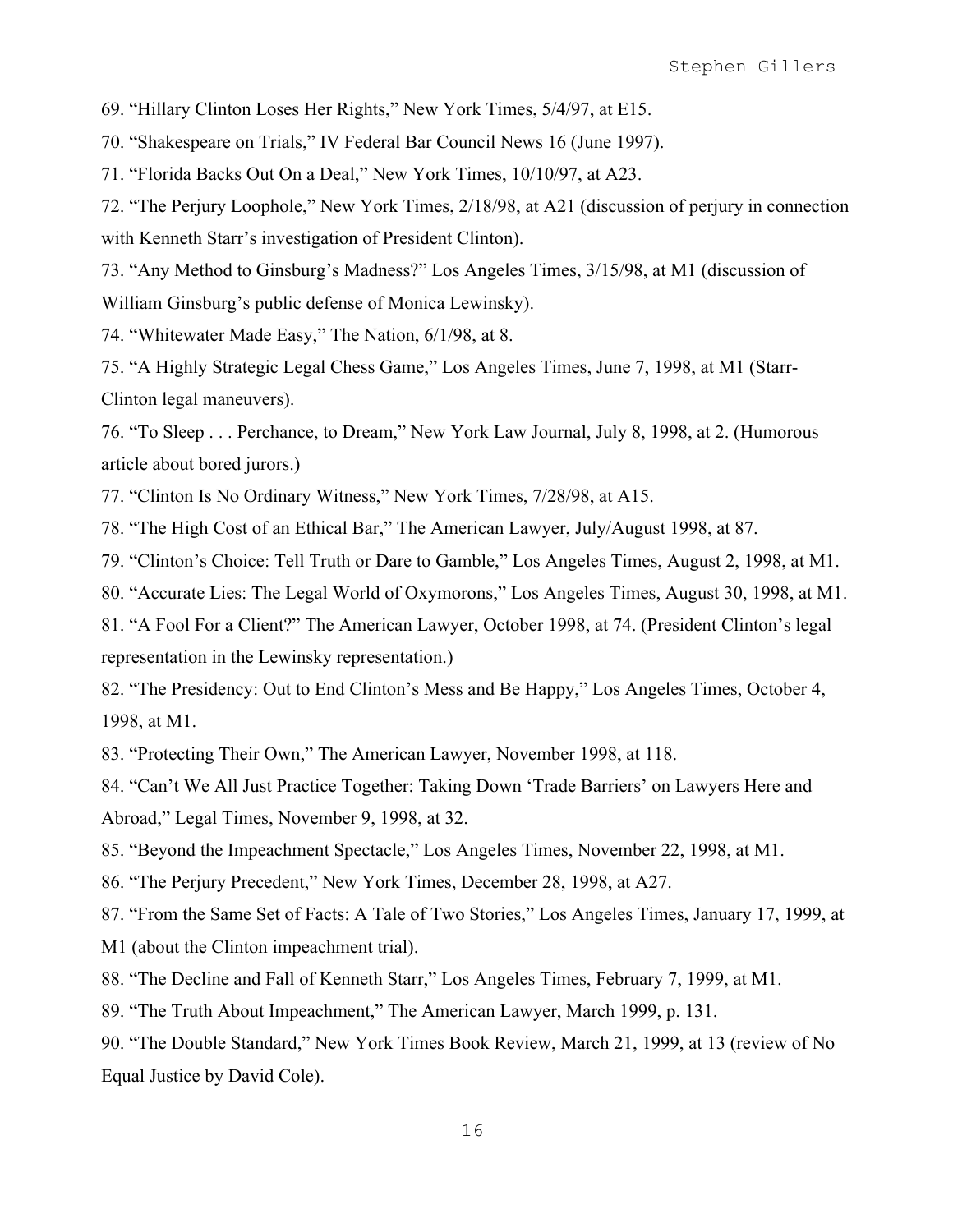69. “Hillary Clinton Loses Her Rights,” New York Times, 5/4/97, at E15.

70. “Shakespeare on Trials,” IV Federal Bar Council News 16 (June 1997).

71. “Florida Backs Out On a Deal,” New York Times, 10/10/97, at A23.

72. “The Perjury Loophole,” New York Times, 2/18/98, at A21 (discussion of perjury in connection with Kenneth Starr’s investigation of President Clinton).

73. “Any Method to Ginsburg’s Madness?” Los Angeles Times, 3/15/98, at M1 (discussion of William Ginsburg’s public defense of Monica Lewinsky).

74. “Whitewater Made Easy,” The Nation, 6/1/98, at 8.

75. “A Highly Strategic Legal Chess Game,” Los Angeles Times, June 7, 1998, at M1 (Starr-Clinton legal maneuvers).

76. “To Sleep . . . Perchance, to Dream,” New York Law Journal, July 8, 1998, at 2. (Humorous article about bored jurors.)

77. “Clinton Is No Ordinary Witness,” New York Times, 7/28/98, at A15.

78. “The High Cost of an Ethical Bar,” The American Lawyer, July/August 1998, at 87.

79. “Clinton’s Choice: Tell Truth or Dare to Gamble,” Los Angeles Times, August 2, 1998, at M1.

80. “Accurate Lies: The Legal World of Oxymorons,” Los Angeles Times, August 30, 1998, at M1.

81. “A Fool For a Client?” The American Lawyer, October 1998, at 74. (President Clinton’s legal representation in the Lewinsky representation.)

82. “The Presidency: Out to End Clinton’s Mess and Be Happy,” Los Angeles Times, October 4, 1998, at M1.

83. “Protecting Their Own,” The American Lawyer, November 1998, at 118.

84. “Can’t We All Just Practice Together: Taking Down ‘Trade Barriers’ on Lawyers Here and Abroad,” Legal Times, November 9, 1998, at 32.

85. “Beyond the Impeachment Spectacle,” Los Angeles Times, November 22, 1998, at M1.

86. “The Perjury Precedent,” New York Times, December 28, 1998, at A27.

87. “From the Same Set of Facts: A Tale of Two Stories,” Los Angeles Times, January 17, 1999, at M1 (about the Clinton impeachment trial).

88. “The Decline and Fall of Kenneth Starr,” Los Angeles Times, February 7, 1999, at M1.

89. “The Truth About Impeachment,” The American Lawyer, March 1999, p. 131.

90. “The Double Standard,” New York Times Book Review, March 21, 1999, at 13 (review of No Equal Justice by David Cole).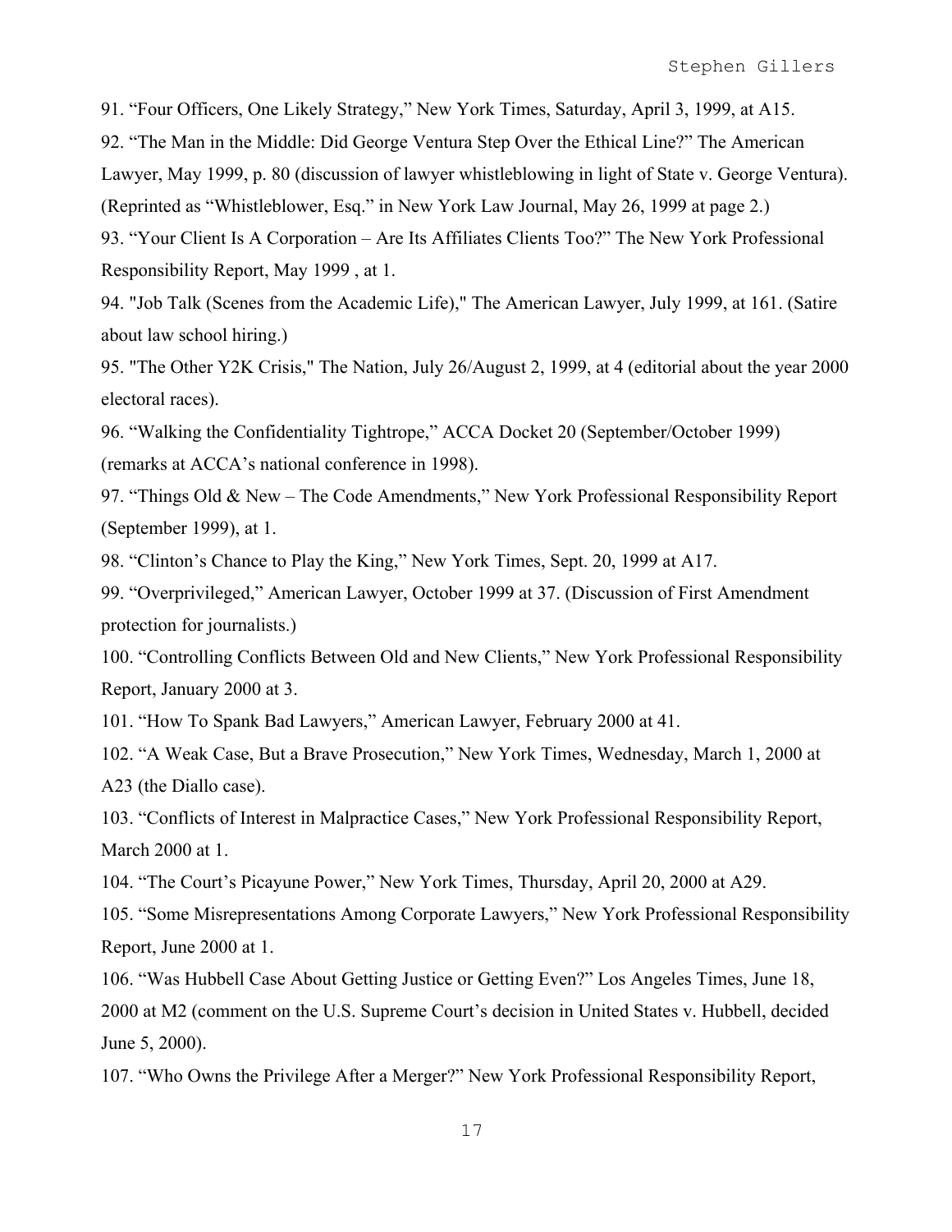91. “Four Officers, One Likely Strategy,” New York Times, Saturday, April 3, 1999, at A15.

92. “The Man in the Middle: Did George Ventura Step Over the Ethical Line?” The American Lawyer, May 1999, p. 80 (discussion of lawyer whistleblowing in light of State v. George Ventura). (Reprinted as “Whistleblower, Esq.” in New York Law Journal, May 26, 1999 at page 2.)

93. “Your Client Is A Corporation – Are Its Affiliates Clients Too?” The New York Professional Responsibility Report, May 1999 , at 1.

94. "Job Talk (Scenes from the Academic Life)," The American Lawyer, July 1999, at 161. (Satire about law school hiring.)

95. "The Other Y2K Crisis," The Nation, July 26/August 2, 1999, at 4 (editorial about the year 2000 electoral races).

96. “Walking the Confidentiality Tightrope,” ACCA Docket 20 (September/October 1999) (remarks at ACCA’s national conference in 1998).

97. “Things Old & New – The Code Amendments,” New York Professional Responsibility Report (September 1999), at 1.

98. “Clinton’s Chance to Play the King,” New York Times, Sept. 20, 1999 at A17.

99. “Overprivileged,” American Lawyer, October 1999 at 37. (Discussion of First Amendment protection for journalists.)

100. “Controlling Conflicts Between Old and New Clients,” New York Professional Responsibility Report, January 2000 at 3.

101. “How To Spank Bad Lawyers,” American Lawyer, February 2000 at 41.

102. “A Weak Case, But a Brave Prosecution,” New York Times, Wednesday, March 1, 2000 at A23 (the Diallo case).

103. “Conflicts of Interest in Malpractice Cases,” New York Professional Responsibility Report, March 2000 at 1.

104. “The Court’s Picayune Power,” New York Times, Thursday, April 20, 2000 at A29.

105. “Some Misrepresentations Among Corporate Lawyers,” New York Professional Responsibility Report, June 2000 at 1.

106. “Was Hubbell Case About Getting Justice or Getting Even?” Los Angeles Times, June 18, 2000 at M2 (comment on the U.S. Supreme Court’s decision in United States v. Hubbell, decided June 5, 2000).

107. “Who Owns the Privilege After a Merger?” New York Professional Responsibility Report,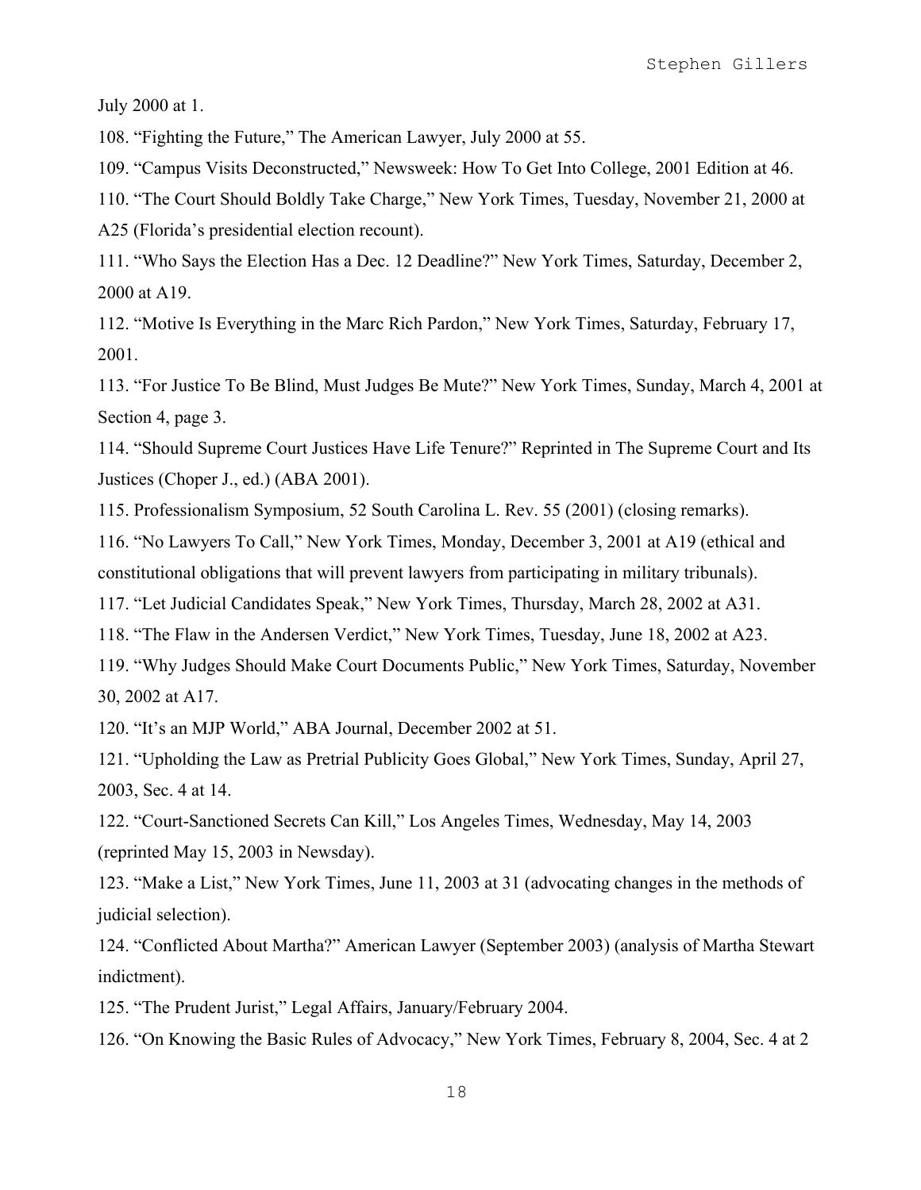July 2000 at 1.

108. “Fighting the Future,” The American Lawyer, July 2000 at 55.

109. “Campus Visits Deconstructed,” Newsweek: How To Get Into College, 2001 Edition at 46.

110. “The Court Should Boldly Take Charge,” New York Times, Tuesday, November 21, 2000 at A25 (Florida’s presidential election recount).

111. “Who Says the Election Has a Dec. 12 Deadline?” New York Times, Saturday, December 2, 2000 at A19.

112. “Motive Is Everything in the Marc Rich Pardon,” New York Times, Saturday, February 17, 2001.

113. “For Justice To Be Blind, Must Judges Be Mute?” New York Times, Sunday, March 4, 2001 at Section 4, page 3.

114. “Should Supreme Court Justices Have Life Tenure?” Reprinted in The Supreme Court and Its Justices (Choper J., ed.) (ABA 2001).

115. Professionalism Symposium, 52 South Carolina L. Rev. 55 (2001) (closing remarks).

116. “No Lawyers To Call,” New York Times, Monday, December 3, 2001 at A19 (ethical and constitutional obligations that will prevent lawyers from participating in military tribunals).

117. “Let Judicial Candidates Speak,” New York Times, Thursday, March 28, 2002 at A31.

118. “The Flaw in the Andersen Verdict,” New York Times, Tuesday, June 18, 2002 at A23.

119. “Why Judges Should Make Court Documents Public,” New York Times, Saturday, November 30, 2002 at A17.

120. “It’s an MJP World,” ABA Journal, December 2002 at 51.

121. “Upholding the Law as Pretrial Publicity Goes Global,” New York Times, Sunday, April 27, 2003, Sec. 4 at 14.

122. “Court-Sanctioned Secrets Can Kill,” Los Angeles Times, Wednesday, May 14, 2003 (reprinted May 15, 2003 in Newsday).

123. “Make a List,” New York Times, June 11, 2003 at 31 (advocating changes in the methods of judicial selection).

124. “Conflicted About Martha?” American Lawyer (September 2003) (analysis of Martha Stewart indictment).

125. “The Prudent Jurist,” Legal Affairs, January/February 2004.

126. “On Knowing the Basic Rules of Advocacy,” New York Times, February 8, 2004, Sec. 4 at 2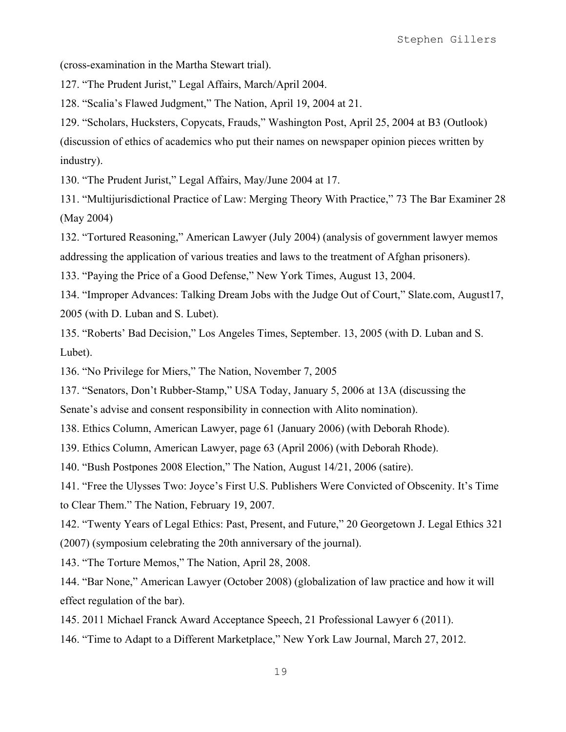(cross-examination in the Martha Stewart trial).

127. "The Prudent Jurist," Legal Affairs, March/April 2004.

128. "Scalia's Flawed Judgment," The Nation, April 19, 2004 at 21.

129. "Scholars, Hucksters, Copycats, Frauds," Washington Post, April 25, 2004 at B3 (Outlook) (discussion of ethics of academics who put their names on newspaper opinion pieces written by industry).

130. "The Prudent Jurist," Legal Affairs, May/June 2004 at 17.

131. "Multijurisdictional Practice of Law: Merging Theory With Practice," 73 The Bar Examiner 28 (May 2004)

132. "Tortured Reasoning," American Lawyer (July 2004) (analysis of government lawyer memos addressing the application of various treaties and laws to the treatment of Afghan prisoners).

133. "Paying the Price of a Good Defense," New York Times, August 13, 2004.

134. "Improper Advances: Talking Dream Jobs with the Judge Out of Court," Slate.com, August17, 2005 (with D. Luban and S. Lubet).

135. "Roberts' Bad Decision," Los Angeles Times, September. 13, 2005 (with D. Luban and S. Lubet).

136. "No Privilege for Miers," The Nation, November 7, 2005

137. "Senators, Don't Rubber-Stamp," USA Today, January 5, 2006 at 13A (discussing the Senate's advise and consent responsibility in connection with Alito nomination).

138. Ethics Column, American Lawyer, page 61 (January 2006) (with Deborah Rhode).

139. Ethics Column, American Lawyer, page 63 (April 2006) (with Deborah Rhode).

140. "Bush Postpones 2008 Election," The Nation, August 14/21, 2006 (satire).

141. "Free the Ulysses Two: Joyce's First U.S. Publishers Were Convicted of Obscenity. It's Time to Clear Them." The Nation, February 19, 2007.

142. "Twenty Years of Legal Ethics: Past, Present, and Future," 20 Georgetown J. Legal Ethics 321 (2007) (symposium celebrating the 20th anniversary of the journal).

143. "The Torture Memos," The Nation, April 28, 2008.

144. "Bar None," American Lawyer (October 2008) (globalization of law practice and how it will effect regulation of the bar).

145. 2011 Michael Franck Award Acceptance Speech, 21 Professional Lawyer 6 (2011).

146. "Time to Adapt to a Different Marketplace," New York Law Journal, March 27, 2012.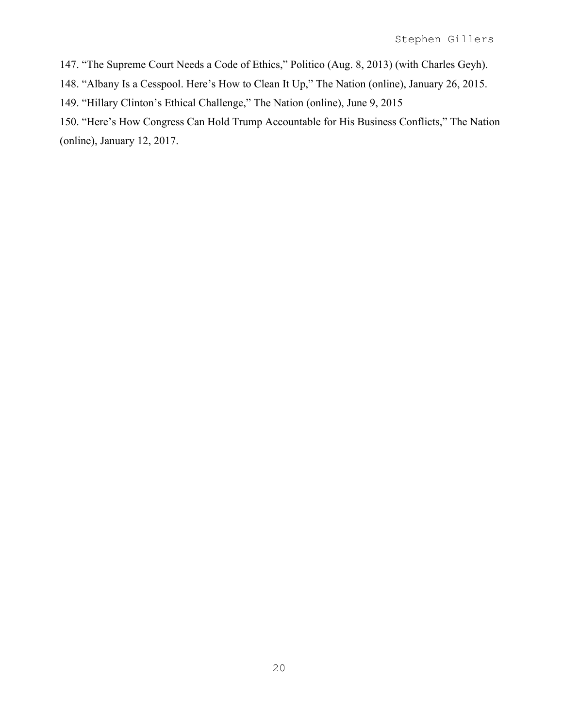147. "The Supreme Court Needs a Code of Ethics," Politico (Aug. 8, 2013) (with Charles Geyh).

148. "Albany Is a Cesspool. Here's How to Clean It Up," The Nation (online), January 26, 2015.

149. "Hillary Clinton's Ethical Challenge," The Nation (online), June 9, 2015

150. "Here's How Congress Can Hold Trump Accountable for His Business Conflicts," The Nation (online), January 12, 2017.